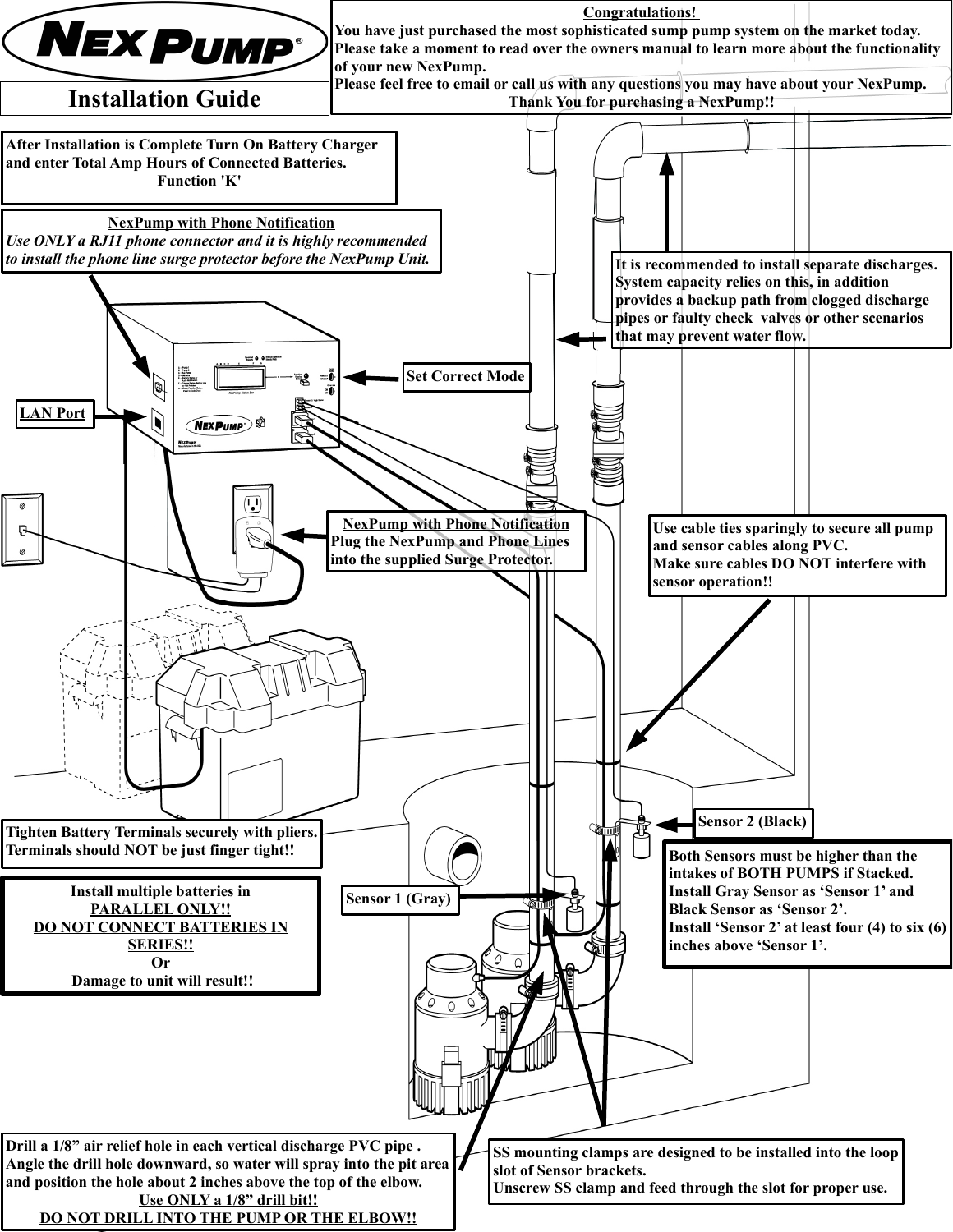# NexPump

## Installation Guide

**Congratulations!**
**You have just purchased the most sophisticated sump pump system on the market today. Please take a moment to read over the owners manual to learn more about the functionality of your new NexPump.**
**Please feel free to email or call us with any questions you may have about your NexPump.**
**Thank You for purchasing a NexPump!!**

**After Installation is Complete Turn On Battery Charger and enter Total Amp Hours of Connected Batteries.**
**Function 'K'**

**NexPump with Phone Notification**
***Use ONLY a RJ11 phone connector and it is highly recommended to install the phone line surge protector before the NexPump Unit.***

**LAN Port**

**Set Correct Mode**

**It is recommended to install separate discharges. System capacity relies on this, in addition provides a backup path from clogged discharge pipes or faulty check valves or other scenarios that may prevent water flow.**

**NexPump with Phone Notification**
**Plug the NexPump and Phone Lines into the supplied Surge Protector.**

**Use cable ties sparingly to secure all pump and sensor cables along PVC.**
**Make sure cables DO NOT interfere with sensor operation!!**

**Sensor 2 (Black)**

**Tighten Battery Terminals securely with pliers.**
**Terminals should NOT be just finger tight!!**

**Both Sensors must be higher than the intakes of BOTH PUMPS if Stacked.**
**Install Gray Sensor as 'Sensor 1' and Black Sensor as 'Sensor 2'.**
**Install 'Sensor 2' at least four (4) to six (6) inches above 'Sensor 1'.**

**Install multiple batteries in**
**PARALLEL ONLY!!**
**DO NOT CONNECT BATTERIES IN SERIES!!**
**Or**
**Damage to unit will result!!**

**Sensor 1 (Gray)**

**Drill a 1/8" air relief hole in each vertical discharge PVC pipe. Angle the drill hole downward, so water will spray into the pit area and position the hole about 2 inches above the top of the elbow.**
**Use ONLY a 1/8" drill bit!!**
**DO NOT DRILL INTO THE PUMP OR THE ELBOW!!**

**SS mounting clamps are designed to be installed into the loop slot of Sensor brackets.**
**Unscrew SS clamp and feed through the slot for proper use.**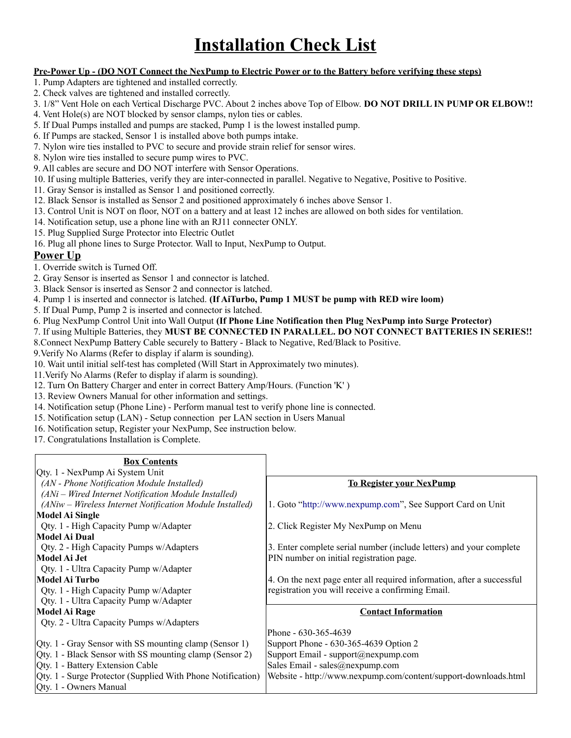# Installation Check List

**Pre-Power Up - (DO NOT Connect the NexPump to Electric Power or to the Battery before verifying these steps)**

1. Pump Adapters are tightened and installed correctly.
2. Check valves are tightened and installed correctly.
3. 1/8" Vent Hole on each Vertical Discharge PVC. About 2 inches above Top of Elbow. **DO NOT DRILL IN PUMP OR ELBOW!!**
4. Vent Hole(s) are NOT blocked by sensor clamps, nylon ties or cables.
5. If Dual Pumps installed and pumps are stacked, Pump 1 is the lowest installed pump.
6. If Pumps are stacked, Sensor 1 is installed above both pumps intake.
7. Nylon wire ties installed to PVC to secure and provide strain relief for sensor wires.
8. Nylon wire ties installed to secure pump wires to PVC.
9. All cables are secure and DO NOT interfere with Sensor Operations.
10. If using multiple Batteries, verify they are inter-connected in parallel. Negative to Negative, Positive to Positive.
11. Gray Sensor is installed as Sensor 1 and positioned correctly.
12. Black Sensor is installed as Sensor 2 and positioned approximately 6 inches above Sensor 1.
13. Control Unit is NOT on floor, NOT on a battery and at least 12 inches are allowed on both sides for ventilation.
14. Notification setup, use a phone line with an RJ11 connecter ONLY.
15. Plug Supplied Surge Protector into Electric Outlet
16. Plug all phone lines to Surge Protector. Wall to Input, NexPump to Output.

## Power Up

1. Override switch is Turned Off.
2. Gray Sensor is inserted as Sensor 1 and connector is latched.
3. Black Sensor is inserted as Sensor 2 and connector is latched.
4. Pump 1 is inserted and connector is latched. **(If AiTurbo, Pump 1 MUST be pump with RED wire loom)**
5. If Dual Pump, Pump 2 is inserted and connector is latched.
6. Plug NexPump Control Unit into Wall Output **(If Phone Line Notification then Plug NexPump into Surge Protector)**
7. If using Multiple Batteries, they **MUST BE CONNECTED IN PARALLEL. DO NOT CONNECT BATTERIES IN SERIES!!**
8. Connect NexPump Battery Cable securely to Battery - Black to Negative, Red/Black to Positive.
9. Verify No Alarms (Refer to display if alarm is sounding).
10. Wait until initial self-test has completed (Will Start in Approximately two minutes).
11. Verify No Alarms (Refer to display if alarm is sounding).
12. Turn On Battery Charger and enter in correct Battery Amp/Hours. (Function 'K' )
13. Review Owners Manual for other information and settings.
14. Notification setup (Phone Line) - Perform manual test to verify phone line is connected.
15. Notification setup (LAN) - Setup connection per LAN section in Users Manual
16. Notification setup, Register your NexPump, See instruction below.
17. Congratulations Installation is Complete.

**Box Contents**

Qty. 1 - NexPump Ai System Unit
*(AN - Phone Notification Module Installed)*
*(ANi – Wired Internet Notification Module Installed)*
*(ANiw – Wireless Internet Notification Module Installed)*

**Model Ai Single**
Qty. 1 - High Capacity Pump w/Adapter

**Model Ai Dual**
Qty. 2 - High Capacity Pumps w/Adapters

**Model Ai Jet**
Qty. 1 - Ultra Capacity Pump w/Adapter

**Model Ai Turbo**
Qty. 1 - High Capacity Pump w/Adapter
Qty. 1 - Ultra Capacity Pump w/Adapter

**Model Ai Rage**
Qty. 2 - Ultra Capacity Pumps w/Adapters

Qty. 1 - Gray Sensor with SS mounting clamp (Sensor 1)
Qty. 1 - Black Sensor with SS mounting clamp (Sensor 2)
Qty. 1 - Battery Extension Cable
Qty. 1 - Surge Protector (Supplied With Phone Notification)
Qty. 1 - Owners Manual

**To Register your NexPump**

1. Goto "http://www.nexpump.com", See Support Card on Unit
2. Click Register My NexPump on Menu
3. Enter complete serial number (include letters) and your complete PIN number on initial registration page.
4. On the next page enter all required information, after a successful registration you will receive a confirming Email.

**Contact Information**

Phone - 630-365-4639
Support Phone - 630-365-4639 Option 2
Support Email - support@nexpump.com
Sales Email - sales@nexpump.com
Website - http://www.nexpump.com/content/support-downloads.html